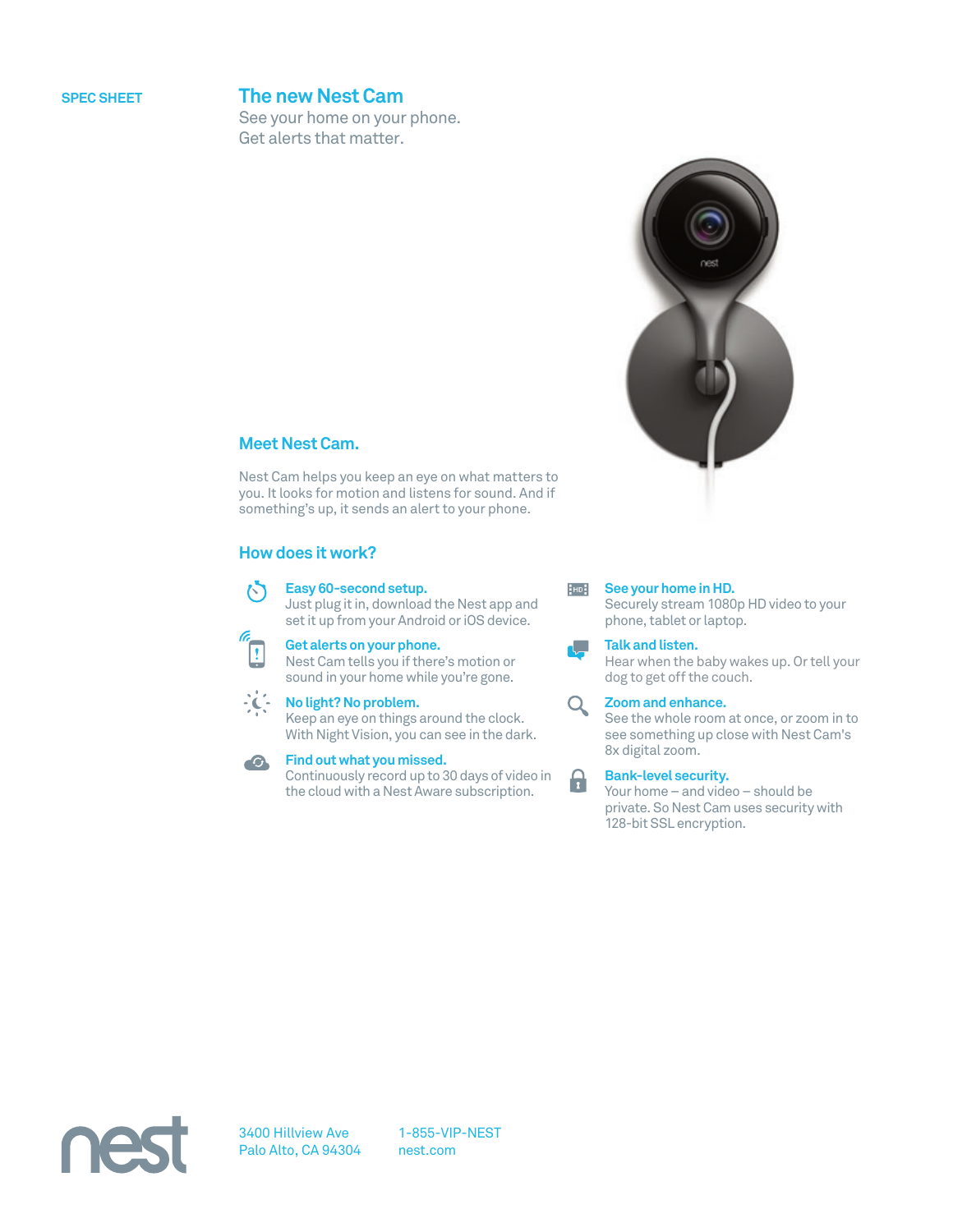SPEC SHEET

# The new Nest Cam

See your home on your phone.
Get alerts that matter.

## Meet Nest Cam.

Nest Cam helps you keep an eye on what matters to you. It looks for motion and listens for sound. And if something's up, it sends an alert to your phone.

## How does it work?

**Easy 60-second setup.**
Just plug it in, download the Nest app and set it up from your Android or iOS device.

**Get alerts on your phone.**
Nest Cam tells you if there's motion or sound in your home while you're gone.

**No light? No problem.**
Keep an eye on things around the clock. With Night Vision, you can see in the dark.

**Find out what you missed.**
Continuously record up to 30 days of video in the cloud with a Nest Aware subscription.

**See your home in HD.**
Securely stream 1080p HD video to your phone, tablet or laptop.

**Talk and listen.**
Hear when the baby wakes up. Or tell your dog to get off the couch.

**Zoom and enhance.**
See the whole room at once, or zoom in to see something up close with Nest Cam's 8x digital zoom.

**Bank-level security.**
Your home – and video – should be private. So Nest Cam uses security with 128-bit SSL encryption.

nest

3400 Hillview Ave
Palo Alto, CA 94304

1-855-VIP-NEST
nest.com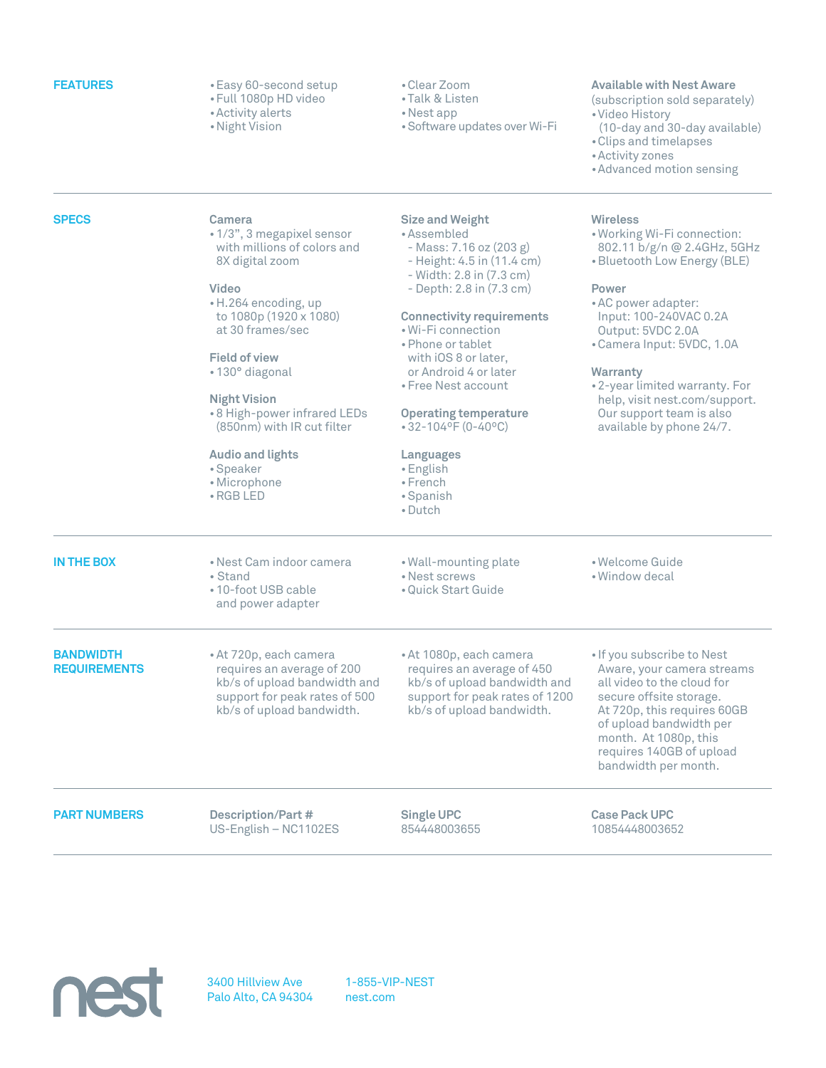## FEATURES

- Easy 60-second setup
- Full 1080p HD video
- Activity alerts
- Night Vision

- Clear Zoom
- Talk & Listen
- Nest app
- Software updates over Wi-Fi

**Available with Nest Aware**
(subscription sold separately)
- Video History
  (10-day and 30-day available)
- Clips and timelapses
- Activity zones
- Advanced motion sensing

## SPECS

**Camera**
- 1/3", 3 megapixel sensor with millions of colors and 8X digital zoom

**Video**
- H.264 encoding, up to 1080p (1920 x 1080) at 30 frames/sec

**Field of view**
- 130° diagonal

**Night Vision**
- 8 High-power infrared LEDs (850nm) with IR cut filter

**Audio and lights**
- Speaker
- Microphone
- RGB LED

**Size and Weight**
- Assembled
  - Mass: 7.16 oz (203 g)
  - Height: 4.5 in (11.4 cm)
  - Width: 2.8 in (7.3 cm)
  - Depth: 2.8 in (7.3 cm)

**Connectivity requirements**
- Wi-Fi connection
- Phone or tablet with iOS 8 or later, or Android 4 or later
- Free Nest account

**Operating temperature**
- 32-104°F (0-40°C)

**Languages**
- English
- French
- Spanish
- Dutch

**Wireless**
- Working Wi-Fi connection: 802.11 b/g/n @ 2.4GHz, 5GHz
- Bluetooth Low Energy (BLE)

**Power**
- AC power adapter:
  Input: 100-240VAC 0.2A
  Output: 5VDC 2.0A
- Camera Input: 5VDC, 1.0A

**Warranty**
- 2-year limited warranty. For help, visit nest.com/support. Our support team is also available by phone 24/7.

## IN THE BOX

- Nest Cam indoor camera
- Stand
- 10-foot USB cable and power adapter
- Wall-mounting plate
- Nest screws
- Quick Start Guide
- Welcome Guide
- Window decal

## BANDWIDTH REQUIREMENTS

- At 720p, each camera requires an average of 200 kb/s of upload bandwidth and support for peak rates of 500 kb/s of upload bandwidth.
- At 1080p, each camera requires an average of 450 kb/s of upload bandwidth and support for peak rates of 1200 kb/s of upload bandwidth.
- If you subscribe to Nest Aware, your camera streams all video to the cloud for secure offsite storage. At 720p, this requires 60GB of upload bandwidth per month. At 1080p, this requires 140GB of upload bandwidth per month.

## PART NUMBERS

| Description/Part # | Single UPC | Case Pack UPC |
|---|---|---|
| US-English – NC1102ES | 854448003655 | 10854448003652 |

nest

3400 Hillview Ave
Palo Alto, CA 94304

1-855-VIP-NEST
nest.com